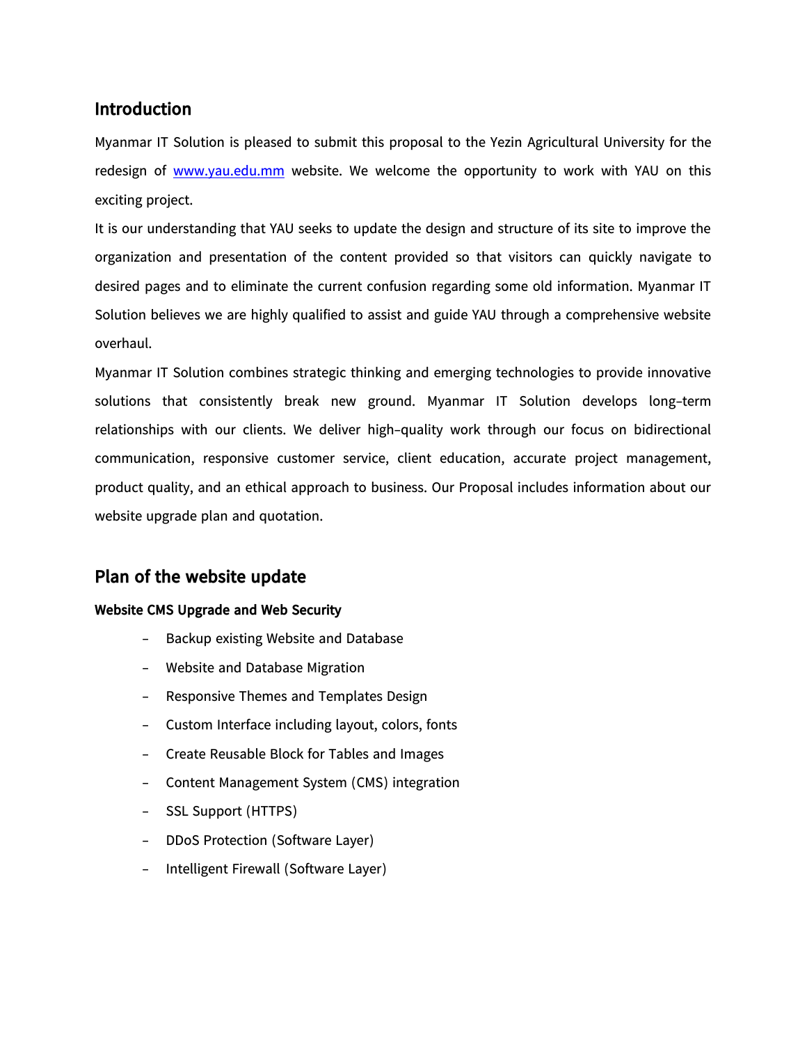## Introduction

Myanmar IT Solution is pleased to submit this proposal to the Yezin Agricultural University for the redesign of [www.yau.edu.mm](http://www.yau.edu.mm) website. We welcome the opportunity to work with YAU on this exciting project.

It is our understanding that YAU seeks to update the design and structure of its site to improve the organization and presentation of the content provided so that visitors can quickly navigate to desired pages and to eliminate the current confusion regarding some old information. Myanmar IT Solution believes we are highly qualified to assist and guide YAU through a comprehensive website overhaul.

Myanmar IT Solution combines strategic thinking and emerging technologies to provide innovative solutions that consistently break new ground. Myanmar IT Solution develops long-term relationships with our clients. We deliver high-quality work through our focus on bidirectional communication, responsive customer service, client education, accurate project management, product quality, and an ethical approach to business. Our Proposal includes information about our website upgrade plan and quotation.

## Plan of the website update

**Website CMS Upgrade and Web Security**

- Backup existing Website and Database
- Website and Database Migration
- Responsive Themes and Templates Design
- Custom Interface including layout, colors, fonts
- Create Reusable Block for Tables and Images
- Content Management System (CMS) integration
- SSL Support (HTTPS)
- DDoS Protection (Software Layer)
- Intelligent Firewall (Software Layer)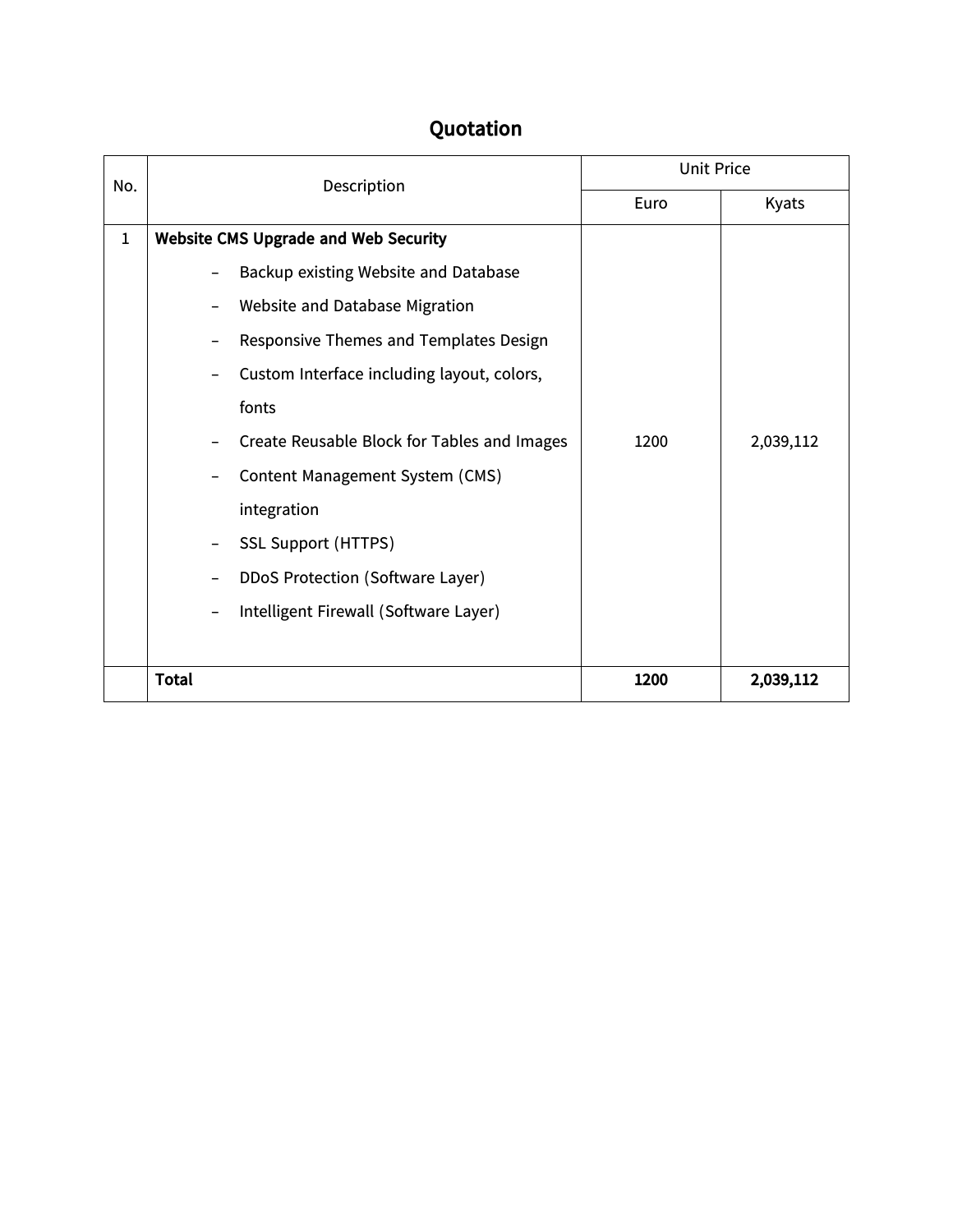# Quotation

| No. | Description | Unit Price | |
|---|---|---|---|
| | | Euro | Kyats |
| 1 | **Website CMS Upgrade and Web Security**<br>– Backup existing Website and Database<br>– Website and Database Migration<br>– Responsive Themes and Templates Design<br>– Custom Interface including layout, colors, fonts<br>– Create Reusable Block for Tables and Images<br>– Content Management System (CMS) integration<br>– SSL Support (HTTPS)<br>– DDoS Protection (Software Layer)<br>– Intelligent Firewall (Software Layer) | 1200 | 2,039,112 |
| | **Total** | **1200** | **2,039,112** |